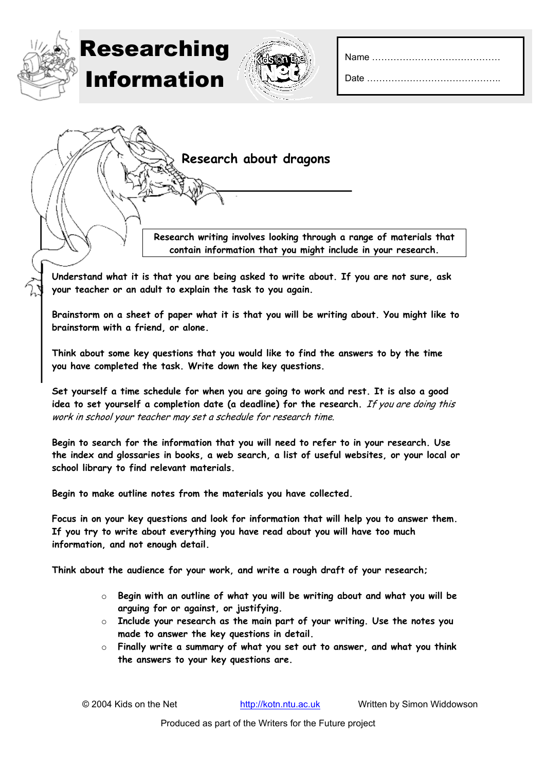# Researching Information

Name ……………………………………

Date ……………………………………..

## Research about dragons

**Research writing involves looking through a range of materials that contain information that you might include in your research.**

**Understand what it is that you are being asked to write about. If you are not sure, ask your teacher or an adult to explain the task to you again.**

**Brainstorm on a sheet of paper what it is that you will be writing about. You might like to brainstorm with a friend, or alone.**

**Think about some key questions that you would like to find the answers to by the time you have completed the task. Write down the key questions.**

**Set yourself a time schedule for when you are going to work and rest. It is also a good idea to set yourself a completion date (a deadline) for the research.** *If you are doing this work in school your teacher may set a schedule for research time.*

**Begin to search for the information that you will need to refer to in your research. Use the index and glossaries in books, a web search, a list of useful websites, or your local or school library to find relevant materials.**

**Begin to make outline notes from the materials you have collected.**

**Focus in on your key questions and look for information that will help you to answer them. If you try to write about everything you have read about you will have too much information, and not enough detail.**

**Think about the audience for your work, and write a rough draft of your research;**

- **Begin with an outline of what you will be writing about and what you will be arguing for or against, or justifying.**
- **Include your research as the main part of your writing. Use the notes you made to answer the key questions in detail.**
- **Finally write a summary of what you set out to answer, and what you think the answers to your key questions are.**

© 2004 Kids on the Net http://kotn.ntu.ac.uk Written by Simon Widdowson

Produced as part of the Writers for the Future project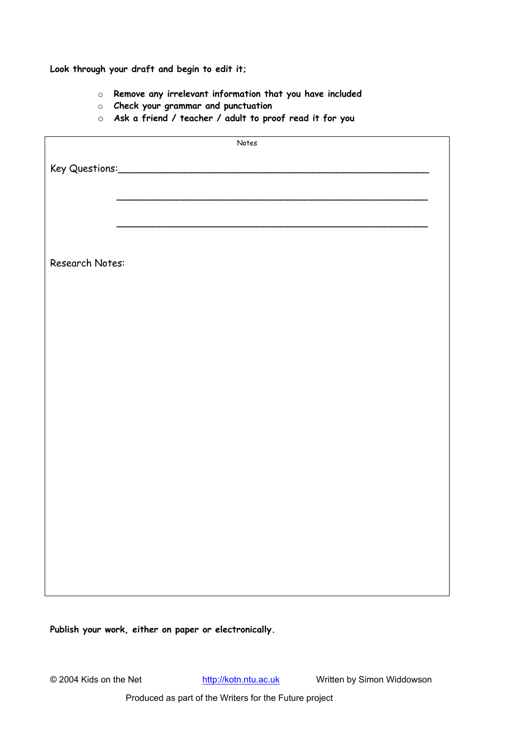**Look through your draft and begin to edit it;**

- **Remove any irrelevant information that you have included**
- **Check your grammar and punctuation**
- **Ask a friend / teacher / adult to proof read it for you**

Notes

Key Questions:_______________________________________________

_______________________________________________

_______________________________________________

Research Notes:

**Publish your work, either on paper or electronically.**

© 2004 Kids on the Net http://kotn.ntu.ac.uk Written by Simon Widdowson

Produced as part of the Writers for the Future project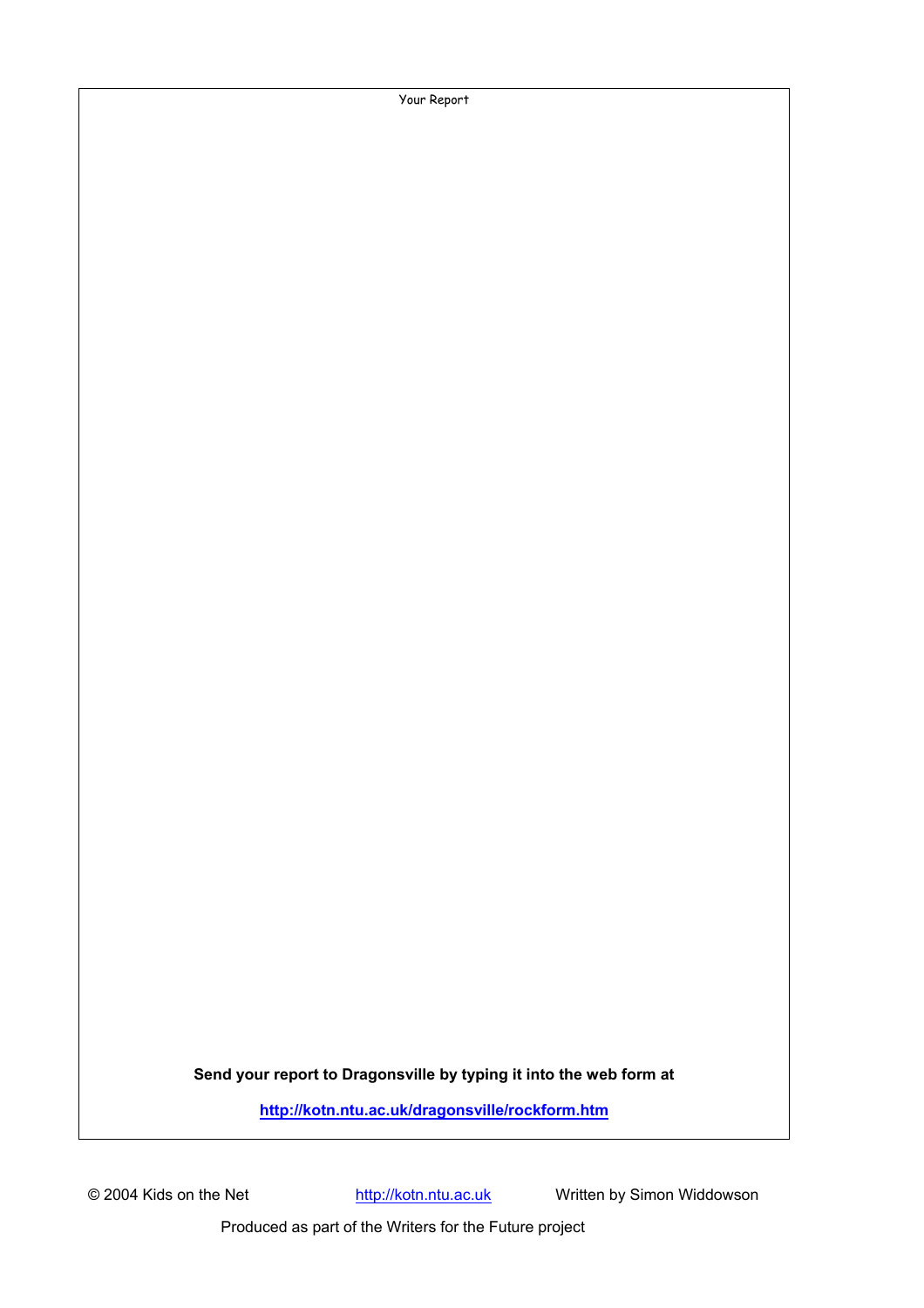Your Report

**Send your report to Dragonsville by typing it into the web form at**

**http://kotn.ntu.ac.uk/dragonsville/rockform.htm**

© 2004 Kids on the Net http://kotn.ntu.ac.uk Written by Simon Widdowson

Produced as part of the Writers for the Future project